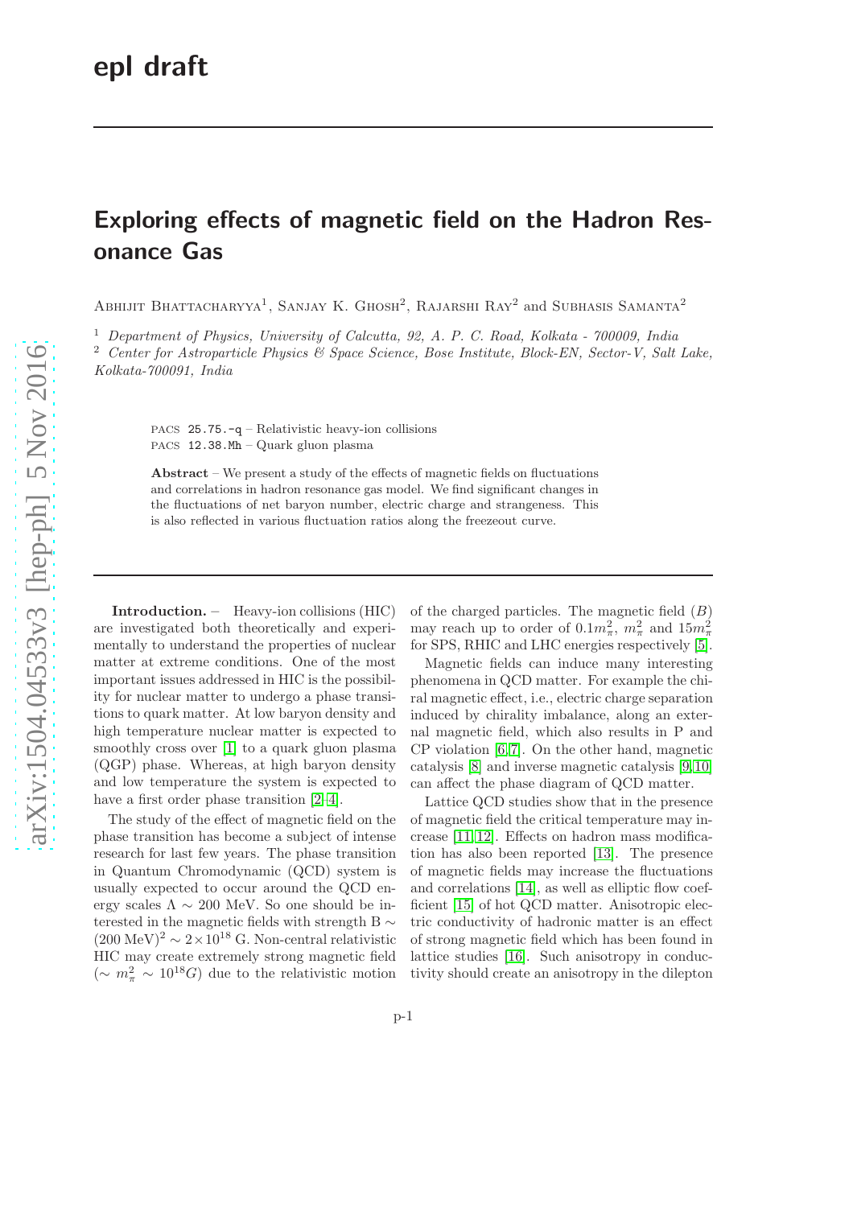epl draft

# Exploring effects of magnetic field on the Hadron Resonance Gas

Abhijit Bhattacharyya[1], Sanjay K. Ghosh[2], Rajarshi Ray[2] and Subhasis Samanta[2]

[1] *Department of Physics, University of Calcutta, 92, A. P. C. Road, Kolkata - 700009, India*
[2] *Center for Astroparticle Physics & Space Science, Bose Institute, Block-EN, Sector-V, Salt Lake, Kolkata-700091, India*

PACS 25.75.-q – Relativistic heavy-ion collisions
PACS 12.38.Mh – Quark gluon plasma

**Abstract** – We present a study of the effects of magnetic fields on fluctuations and correlations in hadron resonance gas model. We find significant changes in the fluctuations of net baryon number, electric charge and strangeness. This is also reflected in various fluctuation ratios along the freezeout curve.

**Introduction.** – Heavy-ion collisions (HIC) are investigated both theoretically and experimentally to understand the properties of nuclear matter at extreme conditions. One of the most important issues addressed in HIC is the possibility for nuclear matter to undergo a phase transitions to quark matter. At low baryon density and high temperature nuclear matter is expected to smoothly cross over [1] to a quark gluon plasma (QGP) phase. Whereas, at high baryon density and low temperature the system is expected to have a first order phase transition [2–4].

The study of the effect of magnetic field on the phase transition has become a subject of intense research for last few years. The phase transition in Quantum Chromodynamic (QCD) system is usually expected to occur around the QCD energy scales $\Lambda \sim 200$ MeV. So one should be interested in the magnetic fields with strength B $\sim (200\ \text{MeV})^2 \sim 2\times10^{18}$ G. Non-central relativistic HIC may create extremely strong magnetic field ($\sim m_\pi^2 \sim 10^{18} G$) due to the relativistic motion of the charged particles. The magnetic field ($B$) may reach up to order of $0.1m_\pi^2$, $m_\pi^2$ and $15m_\pi^2$ for SPS, RHIC and LHC energies respectively [5].

Magnetic fields can induce many interesting phenomena in QCD matter. For example the chiral magnetic effect, i.e., electric charge separation induced by chirality imbalance, along an external magnetic field, which also results in P and CP violation [6,7]. On the other hand, magnetic catalysis [8] and inverse magnetic catalysis [9,10] can affect the phase diagram of QCD matter.

Lattice QCD studies show that in the presence of magnetic field the critical temperature may increase [11,12]. Effects on hadron mass modification has also been reported [13]. The presence of magnetic fields may increase the fluctuations and correlations [14], as well as elliptic flow coefficient [15] of hot QCD matter. Anisotropic electric conductivity of hadronic matter is an effect of strong magnetic field which has been found in lattice studies [16]. Such anisotropy in conductivity should create an anisotropy in the dilepton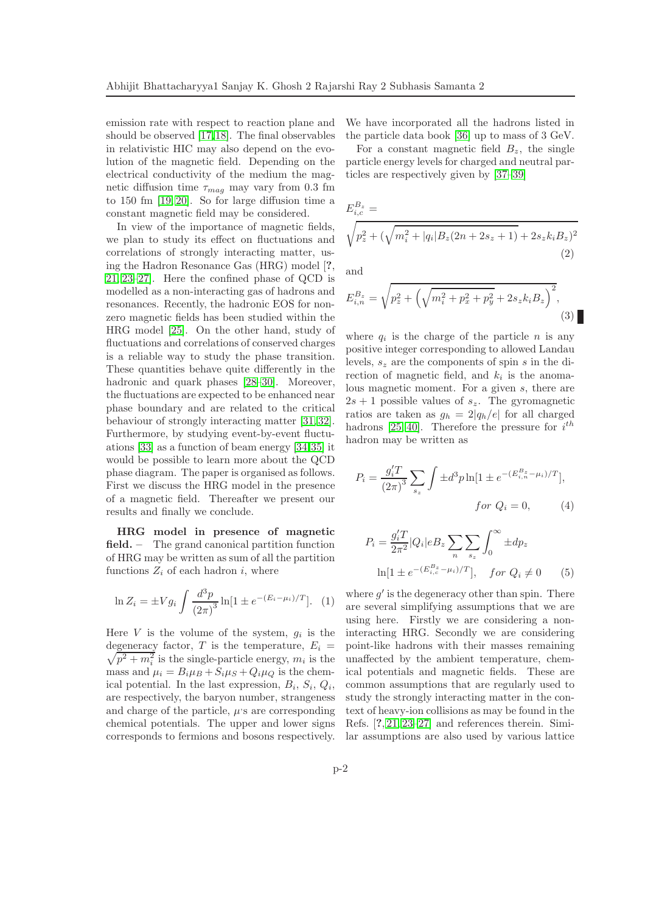emission rate with respect to reaction plane and should be observed [17,18]. The final observables in relativistic HIC may also depend on the evolution of the magnetic field. Depending on the electrical conductivity of the medium the magnetic diffusion time $\tau_{mag}$ may vary from 0.3 fm to 150 fm [19,20]. So for large diffusion time a constant magnetic field may be considered.

In view of the importance of magnetic fields, we plan to study its effect on fluctuations and correlations of strongly interacting matter, using the Hadron Resonance Gas (HRG) model [?, 21,23–27]. Here the confined phase of QCD is modelled as a non-interacting gas of hadrons and resonances. Recently, the hadronic EOS for nonzero magnetic fields has been studied within the HRG model [25]. On the other hand, study of fluctuations and correlations of conserved charges is a reliable way to study the phase transition. These quantities behave quite differently in the hadronic and quark phases [28–30]. Moreover, the fluctuations are expected to be enhanced near phase boundary and are related to the critical behaviour of strongly interacting matter [31,32]. Furthermore, by studying event-by-event fluctuations [33] as a function of beam energy [34,35] it would be possible to learn more about the QCD phase diagram. The paper is organised as follows. First we discuss the HRG model in the presence of a magnetic field. Thereafter we present our results and finally we conclude.

**HRG model in presence of magnetic field.** – The grand canonical partition function of HRG may be written as sum of all the partition functions $Z_i$ of each hadron $i$, where

$$\ln Z_i = \pm V g_i \int \frac{d^3p}{(2\pi)^3} \ln[1 \pm e^{-(E_i - \mu_i)/T}]. \quad (1)$$

Here $V$ is the volume of the system, $g_i$ is the degeneracy factor, $T$ is the temperature, $E_i = \sqrt{p^2 + m_i^2}$ is the single-particle energy, $m_i$ is the mass and $\mu_i = B_i\mu_B + S_i\mu_S + Q_i\mu_Q$ is the chemical potential. In the last expression, $B_i$, $S_i$, $Q_i$, are respectively, the baryon number, strangeness and charge of the particle, $\mu$'s are corresponding chemical potentials. The upper and lower signs corresponds to fermions and bosons respectively. We have incorporated all the hadrons listed in the particle data book [36] up to mass of 3 GeV.

For a constant magnetic field $B_z$, the single particle energy levels for charged and neutral particles are respectively given by [37–39]

$$E_{i,c}^{B_z} = \sqrt{p_z^2 + (\sqrt{m_i^2 + |q_i|B_z(2n + 2s_z + 1)} + 2s_z k_i B_z)^2} \quad (2)$$

and

$$E_{i,n}^{B_z} = \sqrt{p_z^2 + \left(\sqrt{m_i^2 + p_x^2 + p_y^2} + 2s_z k_i B_z\right)^2}, \quad (3)$$

where $q_i$ is the charge of the particle $n$ is any positive integer corresponding to allowed Landau levels, $s_z$ are the components of spin $s$ in the direction of magnetic field, and $k_i$ is the anomalous magnetic moment. For a given $s$, there are $2s+1$ possible values of $s_z$. The gyromagnetic ratios are taken as $g_h = 2|q_h/e|$ for all charged hadrons [25,40]. Therefore the pressure for $i^{th}$ hadron may be written as

$$P_i = \frac{g_i' T}{(2\pi)^3} \sum_{s_z} \int \pm d^3p \ln[1 \pm e^{-(E_{i,n}^{B_z} - \mu_i)/T}], \quad for\ Q_i = 0, \quad (4)$$

$$P_i = \frac{g_i' T}{2\pi^2} |Q_i| e B_z \sum_n \sum_{s_z} \int_0^\infty \pm dp_z \ln[1 \pm e^{-(E_{i,c}^{B_z} - \mu_i)/T}], \quad for\ Q_i \neq 0 \quad (5)$$

where $g'$ is the degeneracy other than spin. There are several simplifying assumptions that we are using here. Firstly we are considering a non-interacting HRG. Secondly we are considering point-like hadrons with their masses remaining unaffected by the ambient temperature, chemical potentials and magnetic fields. These are common assumptions that are regularly used to study the strongly interacting matter in the context of heavy-ion collisions as may be found in the Refs. [?,21,23–27] and references therein. Similar assumptions are also used by various lattice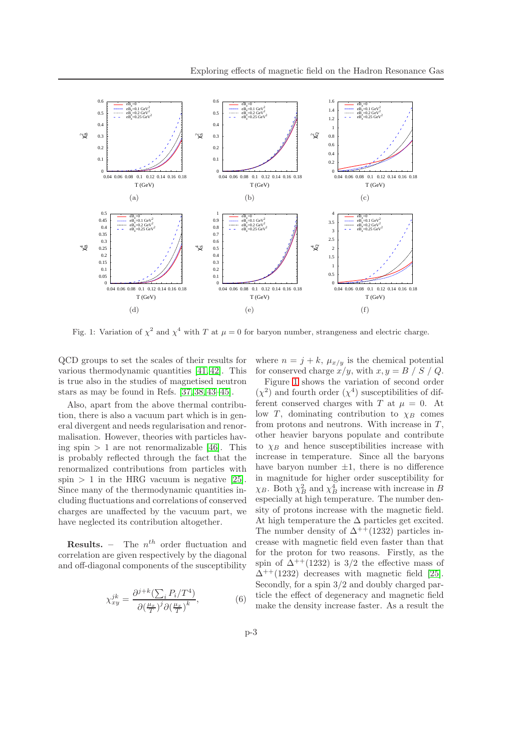Fig. 1: Variation of $\chi^2$ and $\chi^4$ with $T$ at $\mu = 0$ for baryon number, strangeness and electric charge.

QCD groups to set the scales of their results for various thermodynamic quantities [41,42]. This is true also in the studies of magnetised neutron stars as may be found in Refs. [37,38,43–45].

Also, apart from the above thermal contribution, there is also a vacuum part which is in general divergent and needs regularisation and renormalisation. However, theories with particles having spin $> 1$ are not renormalizable [46]. This is probably reflected through the fact that the renormalized contributions from particles with spin $> 1$ in the HRG vacuum is negative [25]. Since many of the thermodynamic quantities including fluctuations and correlations of conserved charges are unaffected by the vacuum part, we have neglected its contribution altogether.

**Results.** – The $n^{th}$ order fluctuation and correlation are given respectively by the diagonal and off-diagonal components of the susceptibility

$$\chi_{xy}^{jk} = \frac{\partial^{j+k}(\sum_i P_i/T^4)}{\partial(\frac{\mu_x}{T})^j \partial(\frac{\mu_x}{T})^k}, \tag{6}$$

where $n = j + k$, $\mu_{x/y}$ is the chemical potential for conserved charge $x/y$, with $x, y = B$ / $S$ / $Q$.

Figure 1 shows the variation of second order ($\chi^2$) and fourth order ($\chi^4$) susceptibilities of different conserved charges with $T$ at $\mu = 0$. At low $T$, dominating contribution to $\chi_B$ comes from protons and neutrons. With increase in $T$, other heavier baryons populate and contribute to $\chi_B$ and hence susceptibilities increase with increase in temperature. Since all the baryons have baryon number $\pm 1$, there is no difference in magnitude for higher order susceptibility for $\chi_B$. Both $\chi_B^2$ and $\chi_B^4$ increase with increase in $B$ especially at high temperature. The number density of protons increase with the magnetic field. At high temperature the $\Delta$ particles get excited. The number density of $\Delta^{++}(1232)$ particles increase with magnetic field even faster than that for the proton for two reasons. Firstly, as the spin of $\Delta^{++}(1232)$ is 3/2 the effective mass of $\Delta^{++}(1232)$ decreases with magnetic field [25]. Secondly, for a spin 3/2 and doubly charged particle the effect of degeneracy and magnetic field make the density increase faster. As a result the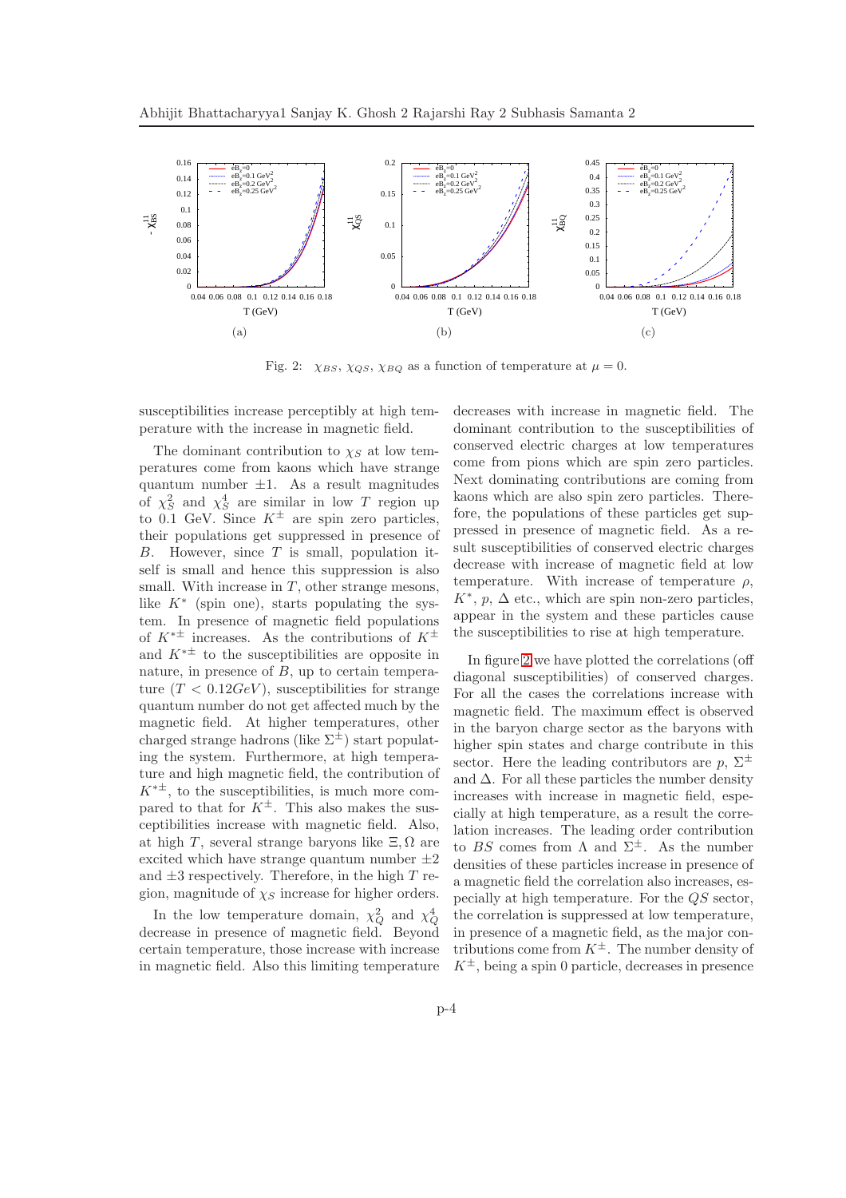Fig. 2: $\chi_{BS}$, $\chi_{QS}$, $\chi_{BQ}$ as a function of temperature at $\mu = 0$.

susceptibilities increase perceptibly at high temperature with the increase in magnetic field.

The dominant contribution to $\chi_S$ at low temperatures come from kaons which have strange quantum number $\pm 1$. As a result magnitudes of $\chi_S^2$ and $\chi_S^4$ are similar in low $T$ region up to 0.1 GeV. Since $K^{\pm}$ are spin zero particles, their populations get suppressed in presence of $B$. However, since $T$ is small, population itself is small and hence this suppression is also small. With increase in $T$, other strange mesons, like $K^*$ (spin one), starts populating the system. In presence of magnetic field populations of $K^{*\pm}$ increases. As the contributions of $K^{\pm}$ and $K^{*\pm}$ to the susceptibilities are opposite in nature, in presence of $B$, up to certain temperature ($T < 0.12 GeV$), susceptibilities for strange quantum number do not get affected much by the magnetic field. At higher temperatures, other charged strange hadrons (like $\Sigma^{\pm}$) start populating the system. Furthermore, at high temperature and high magnetic field, the contribution of $K^{*\pm}$, to the susceptibilities, is much more compared to that for $K^{\pm}$. This also makes the susceptibilities increase with magnetic field. Also, at high $T$, several strange baryons like $\Xi, \Omega$ are excited which have strange quantum number $\pm 2$ and $\pm 3$ respectively. Therefore, in the high $T$ region, magnitude of $\chi_S$ increase for higher orders.

In the low temperature domain, $\chi_Q^2$ and $\chi_Q^4$ decrease in presence of magnetic field. Beyond certain temperature, those increase with increase in magnetic field. Also this limiting temperature decreases with increase in magnetic field. The dominant contribution to the susceptibilities of conserved electric charges at low temperatures come from pions which are spin zero particles. Next dominating contributions are coming from kaons which are also spin zero particles. Therefore, the populations of these particles get suppressed in presence of magnetic field. As a result susceptibilities of conserved electric charges decrease with increase of magnetic field at low temperature. With increase of temperature $\rho$, $K^*$, $p$, $\Delta$ etc., which are spin non-zero particles, appear in the system and these particles cause the susceptibilities to rise at high temperature.

In figure 2 we have plotted the correlations (off diagonal susceptibilities) of conserved charges. For all the cases the correlations increase with magnetic field. The maximum effect is observed in the baryon charge sector as the baryons with higher spin states and charge contribute in this sector. Here the leading contributors are $p$, $\Sigma^{\pm}$ and $\Delta$. For all these particles the number density increases with increase in magnetic field, especially at high temperature, as a result the correlation increases. The leading order contribution to $BS$ comes from $\Lambda$ and $\Sigma^{\pm}$. As the number densities of these particles increase in presence of a magnetic field the correlation also increases, especially at high temperature. For the $QS$ sector, the correlation is suppressed at low temperature, in presence of a magnetic field, as the major contributions come from $K^{\pm}$. The number density of $K^{\pm}$, being a spin 0 particle, decreases in presence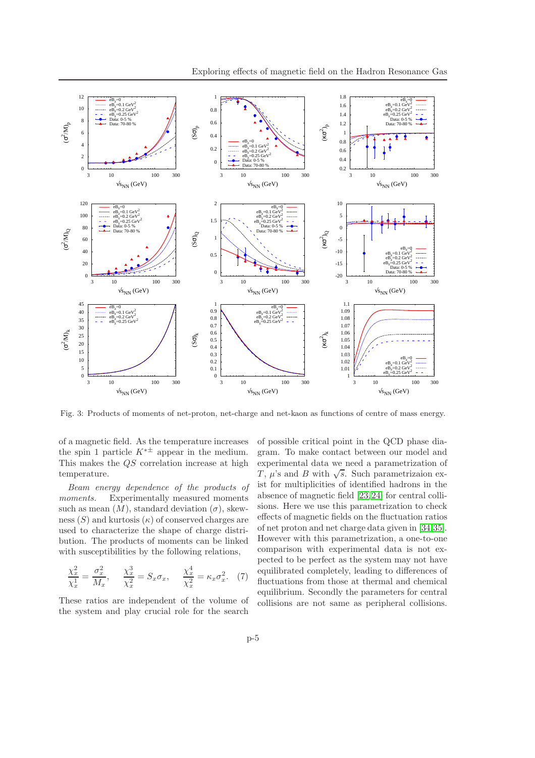Fig. 3: Products of moments of net-proton, net-charge and net-kaon as functions of centre of mass energy.

of a magnetic field. As the temperature increases the spin 1 particle $K^{*\pm}$ appear in the medium. This makes the $QS$ correlation increase at high temperature.

*Beam energy dependence of the products of moments.* Experimentally measured moments such as mean ($M$), standard deviation ($\sigma$), skewness ($S$) and kurtosis ($\kappa$) of conserved charges are used to characterize the shape of charge distribution. The products of moments can be linked with susceptibilities by the following relations,

$$\frac{\chi_x^2}{\chi_x^1} = \frac{\sigma_x^2}{M_x}, \quad \frac{\chi_x^3}{\chi_x^2} = S_x\sigma_x, \quad \frac{\chi_x^4}{\chi_x^2} = \kappa_x\sigma_x^2. \quad (7)$$

These ratios are independent of the volume of the system and play crucial role for the search of possible critical point in the QCD phase diagram. To make contact between our model and experimental data we need a parametrization of $T$, $\mu$'s and $B$ with $\sqrt{s}$. Such parametrizaion exist for multiplicities of identified hadrons in the absence of magnetic field [23,24] for central collisions. Here we use this parametrization to check effects of magnetic fields on the fluctuation ratios of net proton and net charge data given in [34,35]. However with this parametrization, a one-to-one comparison with experimental data is not expected to be perfect as the system may not have equilibrated completely, leading to differences of fluctuations from those at thermal and chemical equilibrium. Secondly the parameters for central collisions are not same as peripheral collisions.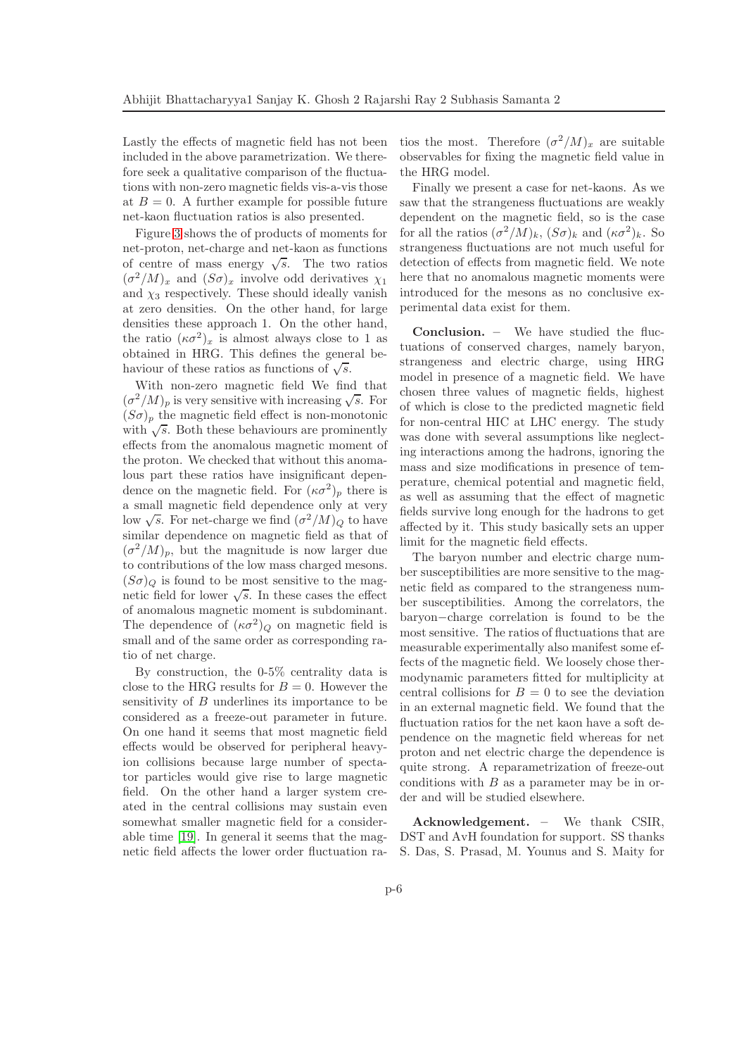Lastly the effects of magnetic field has not been included in the above parametrization. We therefore seek a qualitative comparison of the fluctuations with non-zero magnetic fields vis-a-vis those at $B = 0$. A further example for possible future net-kaon fluctuation ratios is also presented.

Figure 3 shows the of products of moments for net-proton, net-charge and net-kaon as functions of centre of mass energy $\sqrt{s}$. The two ratios $(\sigma^2/M)_x$ and $(S\sigma)_x$ involve odd derivatives $\chi_1$ and $\chi_3$ respectively. These should ideally vanish at zero densities. On the other hand, for large densities these approach 1. On the other hand, the ratio $(\kappa\sigma^2)_x$ is almost always close to 1 as obtained in HRG. This defines the general behaviour of these ratios as functions of $\sqrt{s}$.

With non-zero magnetic field We find that $(\sigma^2/M)_p$ is very sensitive with increasing $\sqrt{s}$. For $(S\sigma)_p$ the magnetic field effect is non-monotonic with $\sqrt{s}$. Both these behaviours are prominently effects from the anomalous magnetic moment of the proton. We checked that without this anomalous part these ratios have insignificant dependence on the magnetic field. For $(\kappa\sigma^2)_p$ there is a small magnetic field dependence only at very low $\sqrt{s}$. For net-charge we find $(\sigma^2/M)_Q$ to have similar dependence on magnetic field as that of $(\sigma^2/M)_p$, but the magnitude is now larger due to contributions of the low mass charged mesons. $(S\sigma)_Q$ is found to be most sensitive to the magnetic field for lower $\sqrt{s}$. In these cases the effect of anomalous magnetic moment is subdominant. The dependence of $(\kappa\sigma^2)_Q$ on magnetic field is small and of the same order as corresponding ratio of net charge.

By construction, the 0-5% centrality data is close to the HRG results for $B = 0$. However the sensitivity of $B$ underlines its importance to be considered as a freeze-out parameter in future. On one hand it seems that most magnetic field effects would be observed for peripheral heavy-ion collisions because large number of spectator particles would give rise to large magnetic field. On the other hand a larger system created in the central collisions may sustain even somewhat smaller magnetic field for a considerable time [19]. In general it seems that the magnetic field affects the lower order fluctuation ratios the most. Therefore $(\sigma^2/M)_x$ are suitable observables for fixing the magnetic field value in the HRG model.

Finally we present a case for net-kaons. As we saw that the strangeness fluctuations are weakly dependent on the magnetic field, so is the case for all the ratios $(\sigma^2/M)_k$, $(S\sigma)_k$ and $(\kappa\sigma^2)_k$. So strangeness fluctuations are not much useful for detection of effects from magnetic field. We note here that no anomalous magnetic moments were introduced for the mesons as no conclusive experimental data exist for them.

**Conclusion.** – We have studied the fluctuations of conserved charges, namely baryon, strangeness and electric charge, using HRG model in presence of a magnetic field. We have chosen three values of magnetic fields, highest of which is close to the predicted magnetic field for non-central HIC at LHC energy. The study was done with several assumptions like neglecting interactions among the hadrons, ignoring the mass and size modifications in presence of temperature, chemical potential and magnetic field, as well as assuming that the effect of magnetic fields survive long enough for the hadrons to get affected by it. This study basically sets an upper limit for the magnetic field effects.

The baryon number and electric charge number susceptibilities are more sensitive to the magnetic field as compared to the strangeness number susceptibilities. Among the correlators, the baryon−charge correlation is found to be the most sensitive. The ratios of fluctuations that are measurable experimentally also manifest some effects of the magnetic field. We loosely chose thermodynamic parameters fitted for multiplicity at central collisions for $B = 0$ to see the deviation in an external magnetic field. We found that the fluctuation ratios for the net kaon have a soft dependence on the magnetic field whereas for net proton and net electric charge the dependence is quite strong. A reparametrization of freeze-out conditions with $B$ as a parameter may be in order and will be studied elsewhere.

**Acknowledgement.** – We thank CSIR, DST and AvH foundation for support. SS thanks S. Das, S. Prasad, M. Younus and S. Maity for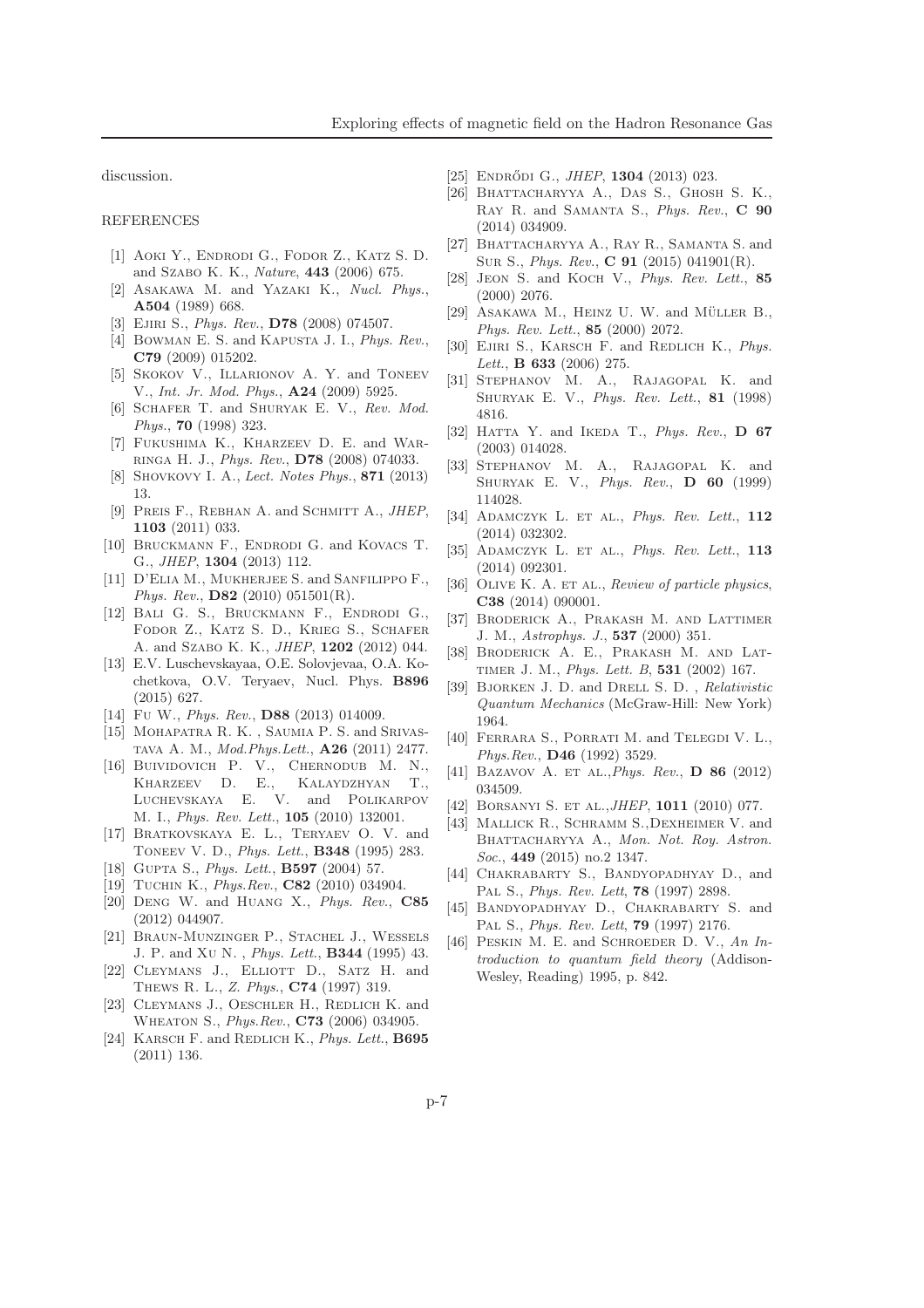discussion.

REFERENCES

- [1] Aoki Y., Endrodi G., Fodor Z., Katz S. D. and Szabo K. K., *Nature*, **443** (2006) 675.
- [2] Asakawa M. and Yazaki K., *Nucl. Phys.*, **A504** (1989) 668.
- [3] Ejiri S., *Phys. Rev.*, **D78** (2008) 074507.
- [4] Bowman E. S. and Kapusta J. I., *Phys. Rev.*, **C79** (2009) 015202.
- [5] Skokov V., Illarionov A. Y. and Toneev V., *Int. Jr. Mod. Phys.*, **A24** (2009) 5925.
- [6] Schafer T. and Shuryak E. V., *Rev. Mod. Phys.*, **70** (1998) 323.
- [7] Fukushima K., Kharzeev D. E. and Warringa H. J., *Phys. Rev.*, **D78** (2008) 074033.
- [8] Shovkovy I. A., *Lect. Notes Phys.*, **871** (2013) 13.
- [9] Preis F., Rebhan A. and Schmitt A., *JHEP*, **1103** (2011) 033.
- [10] Bruckmann F., Endrodi G. and Kovacs T. G., *JHEP*, **1304** (2013) 112.
- [11] D'Elia M., Mukherjee S. and Sanfilippo F., *Phys. Rev.*, **D82** (2010) 051501(R).
- [12] Bali G. S., Bruckmann F., Endrodi G., Fodor Z., Katz S. D., Krieg S., Schafer A. and Szabo K. K., *JHEP*, **1202** (2012) 044.
- [13] E.V. Luschevskayaa, O.E. Solovjevaa, O.A. Kochetkova, O.V. Teryaev, Nucl. Phys. **B896** (2015) 627.
- [14] Fu W., *Phys. Rev.*, **D88** (2013) 014009.
- [15] Mohapatra R. K. , Saumia P. S. and Srivastava A. M., *Mod.Phys.Lett.*, **A26** (2011) 2477.
- [16] Buividovich P. V., Chernodub M. N., Kharzeev D. E., Kalaydzhyan T., Luchevskaya E. V. and Polikarpov M. I., *Phys. Rev. Lett.*, **105** (2010) 132001.
- [17] Bratkovskaya E. L., Teryaev O. V. and Toneev V. D., *Phys. Lett.*, **B348** (1995) 283.
- [18] Gupta S., *Phys. Lett.*, **B597** (2004) 57.
- [19] Tuchin K., *Phys.Rev.*, **C82** (2010) 034904.
- [20] Deng W. and Huang X., *Phys. Rev.*, **C85** (2012) 044907.
- [21] Braun-Munzinger P., Stachel J., Wessels J. P. and Xu N. , *Phys. Lett.*, **B344** (1995) 43.
- [22] Cleymans J., Elliott D., Satz H. and Thews R. L., *Z. Phys.*, **C74** (1997) 319.
- [23] Cleymans J., Oeschler H., Redlich K. and Wheaton S., *Phys.Rev.*, **C73** (2006) 034905.
- [24] Karsch F. and Redlich K., *Phys. Lett.*, **B695** (2011) 136.
- [25] Endrődi G., *JHEP*, **1304** (2013) 023.
- [26] Bhattacharyya A., Das S., Ghosh S. K., Ray R. and Samanta S., *Phys. Rev.*, **C 90** (2014) 034909.
- [27] Bhattacharyya A., Ray R., Samanta S. and Sur S., *Phys. Rev.*, **C 91** (2015) 041901(R).
- [28] Jeon S. and Koch V., *Phys. Rev. Lett.*, **85** (2000) 2076.
- [29] Asakawa M., Heinz U. W. and Müller B., *Phys. Rev. Lett.*, **85** (2000) 2072.
- [30] Ejiri S., Karsch F. and Redlich K., *Phys. Lett.*, **B 633** (2006) 275.
- [31] Stephanov M. A., Rajagopal K. and Shuryak E. V., *Phys. Rev. Lett.*, **81** (1998) 4816.
- [32] Hatta Y. and Ikeda T., *Phys. Rev.*, **D 67** (2003) 014028.
- [33] Stephanov M. A., Rajagopal K. and Shuryak E. V., *Phys. Rev.*, **D 60** (1999) 114028.
- [34] Adamczyk L. et al., *Phys. Rev. Lett.*, **112** (2014) 032302.
- [35] Adamczyk L. et al., *Phys. Rev. Lett.*, **113** (2014) 092301.
- [36] Olive K. A. et al., *Review of particle physics*, **C38** (2014) 090001.
- [37] Broderick A., Prakash M. and Lattimer J. M., *Astrophys. J.*, **537** (2000) 351.
- [38] Broderick A. E., Prakash M. and Lattimer J. M., *Phys. Lett. B*, **531** (2002) 167.
- [39] Bjorken J. D. and Drell S. D. , *Relativistic Quantum Mechanics* (McGraw-Hill: New York) 1964.
- [40] Ferrara S., Porrati M. and Telegdi V. L., *Phys.Rev.*, **D46** (1992) 3529.
- [41] Bazavov A. et al.,*Phys. Rev.*, **D 86** (2012) 034509.
- [42] Borsanyi S. et al.,*JHEP*, **1011** (2010) 077.
- [43] Mallick R., Schramm S.,Dexheimer V. and Bhattacharyya A., *Mon. Not. Roy. Astron. Soc.*, **449** (2015) no.2 1347.
- [44] Chakrabarty S., Bandyopadhyay D., and Pal S., *Phys. Rev. Lett*, **78** (1997) 2898.
- [45] Bandyopadhyay D., Chakrabarty S. and Pal S., *Phys. Rev. Lett*, **79** (1997) 2176.
- [46] Peskin M. E. and Schroeder D. V., *An Introduction to quantum field theory* (Addison-Wesley, Reading) 1995, p. 842.